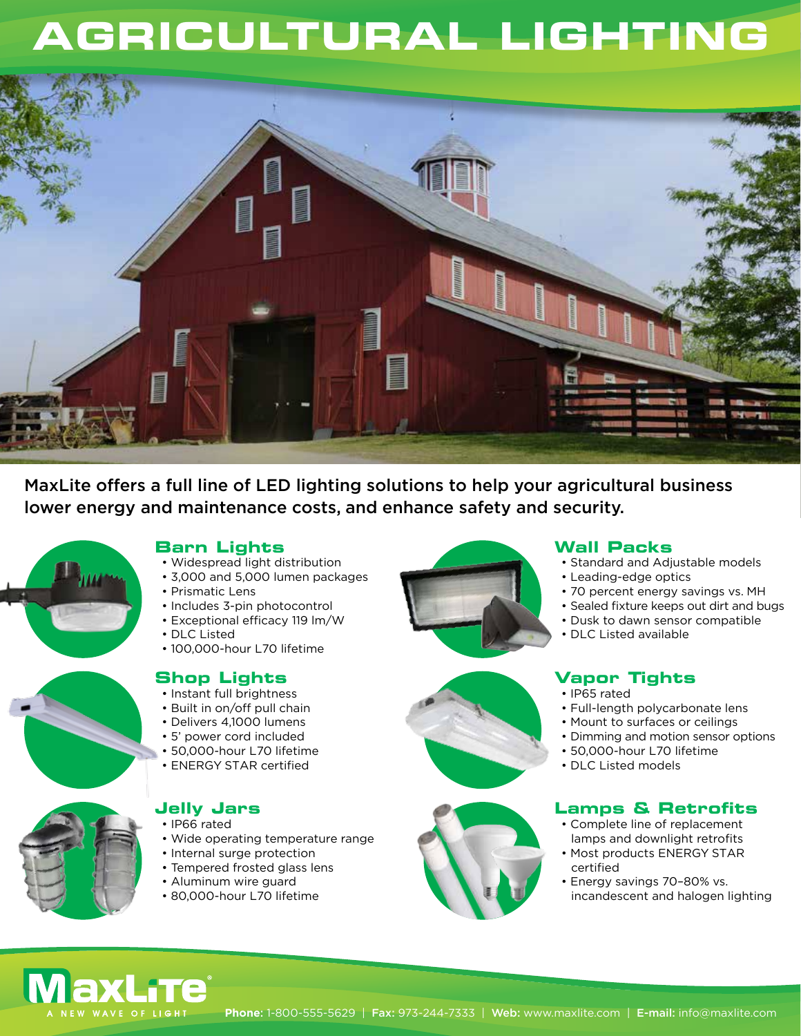# AGRICULTURAL LIGHTING

MaxLite offers a full line of LED lighting solutions to help your agricultural business lower energy and maintenance costs, and enhance safety and security.

## Barn Lights

- Widespread light distribution
- 3,000 and 5,000 lumen packages
- Prismatic Lens
- Includes 3-pin photocontrol
- Exceptional efficacy 119 lm/W
- DLC Listed
- 100,000-hour L70 lifetime

## Shop Lights

- Instant full brightness
- Built in on/off pull chain
- Delivers 4,1000 lumens
- 5' power cord included
- 50,000-hour L70 lifetime
- ENERGY STAR certified

## Jelly Jars

- IP66 rated
- Wide operating temperature range
- Internal surge protection
- Tempered frosted glass lens
- Aluminum wire guard
- 80,000-hour L70 lifetime

## Wall Packs

- Standard and Adjustable models
- Leading-edge optics
- 70 percent energy savings vs. MH
- Sealed fixture keeps out dirt and bugs
- Dusk to dawn sensor compatible
- DLC Listed available

## Vapor Tights

- IP65 rated
- Full-length polycarbonate lens
- Mount to surfaces or ceilings
- Dimming and motion sensor options
- 50,000-hour L70 lifetime
- DLC Listed models

## Lamps & Retrofits

- Complete line of replacement lamps and downlight retrofits
- Most products ENERGY STAR certified
- Energy savings 70–80% vs. incandescent and halogen lighting

MaxLite®
A NEW WAVE OF LIGHT

**Phone:** 1-800-555-5629 | **Fax:** 973-244-7333 | **Web:** www.maxlite.com | **E-mail:** info@maxlite.com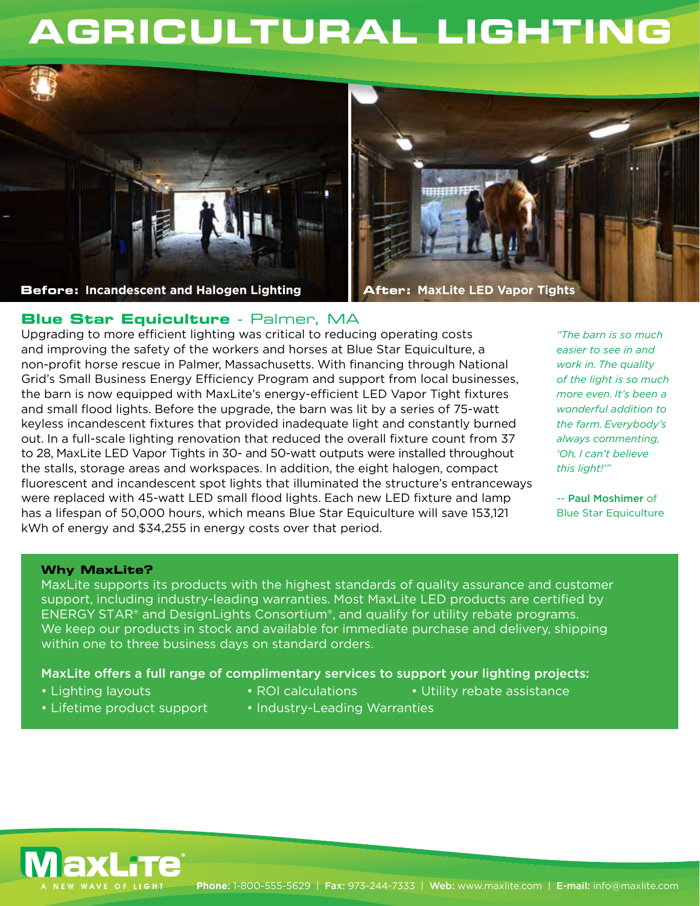# AGRICULTURAL LIGHTING

**Before:** Incandescent and Halogen Lighting

**After:** MaxLite LED Vapor Tights

## Blue Star Equiculture - Palmer, MA

Upgrading to more efficient lighting was critical to reducing operating costs and improving the safety of the workers and horses at Blue Star Equiculture, a non-profit horse rescue in Palmer, Massachusetts. With financing through National Grid's Small Business Energy Efficiency Program and support from local businesses, the barn is now equipped with MaxLite's energy-efficient LED Vapor Tight fixtures and small flood lights. Before the upgrade, the barn was lit by a series of 75-watt keyless incandescent fixtures that provided inadequate light and constantly burned out. In a full-scale lighting renovation that reduced the overall fixture count from 37 to 28, MaxLite LED Vapor Tights in 30- and 50-watt outputs were installed throughout the stalls, storage areas and workspaces. In addition, the eight halogen, compact fluorescent and incandescent spot lights that illuminated the structure's entranceways were replaced with 45-watt LED small flood lights. Each new LED fixture and lamp has a lifespan of 50,000 hours, which means Blue Star Equiculture will save 153,121 kWh of energy and $34,255 in energy costs over that period.

*"The barn is so much easier to see in and work in. The quality of the light is so much more even. It's been a wonderful addition to the farm. Everybody's always commenting, 'Oh, I can't believe this light!'"*

-- **Paul Moshimer** of Blue Star Equiculture

### Why MaxLite?

MaxLite supports its products with the highest standards of quality assurance and customer support, including industry-leading warranties. Most MaxLite LED products are certified by ENERGY STAR® and DesignLights Consortium®, and qualify for utility rebate programs. We keep our products in stock and available for immediate purchase and delivery, shipping within one to three business days on standard orders.

MaxLite offers a full range of complimentary services to support your lighting projects:

- Lighting layouts
- ROI calculations
- Utility rebate assistance
- Lifetime product support
- Industry-Leading Warranties

MaxLite® A NEW WAVE OF LIGHT

**Phone:** 1-800-555-5629 | **Fax:** 973-244-7333 | **Web:** www.maxlite.com | **E-mail:** info@maxlite.com